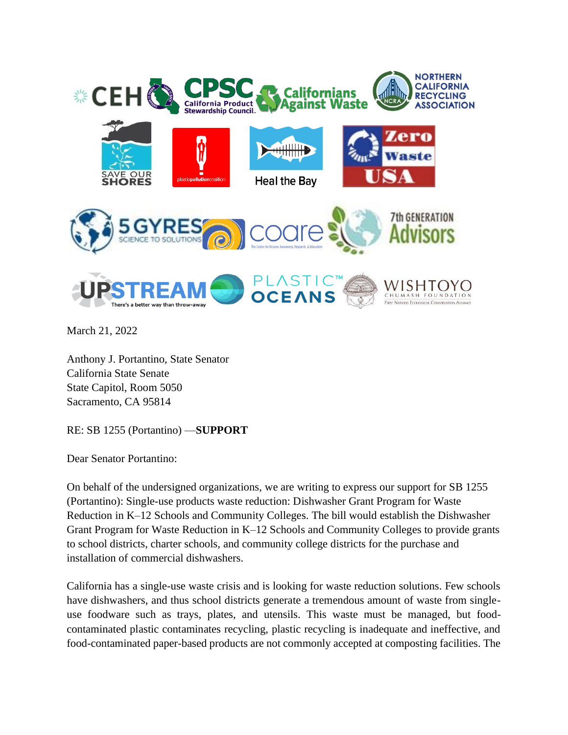March 21, 2022

Anthony J. Portantino, State Senator
California State Senate
State Capitol, Room 5050
Sacramento, CA 95814

RE: SB 1255 (Portantino) —**SUPPORT**

Dear Senator Portantino:

On behalf of the undersigned organizations, we are writing to express our support for SB 1255 (Portantino): Single-use products waste reduction: Dishwasher Grant Program for Waste Reduction in K–12 Schools and Community Colleges. The bill would establish the Dishwasher Grant Program for Waste Reduction in K–12 Schools and Community Colleges to provide grants to school districts, charter schools, and community college districts for the purchase and installation of commercial dishwashers.

California has a single-use waste crisis and is looking for waste reduction solutions. Few schools have dishwashers, and thus school districts generate a tremendous amount of waste from single-use foodware such as trays, plates, and utensils. This waste must be managed, but food-contaminated plastic contaminates recycling, plastic recycling is inadequate and ineffective, and food-contaminated paper-based products are not commonly accepted at composting facilities. The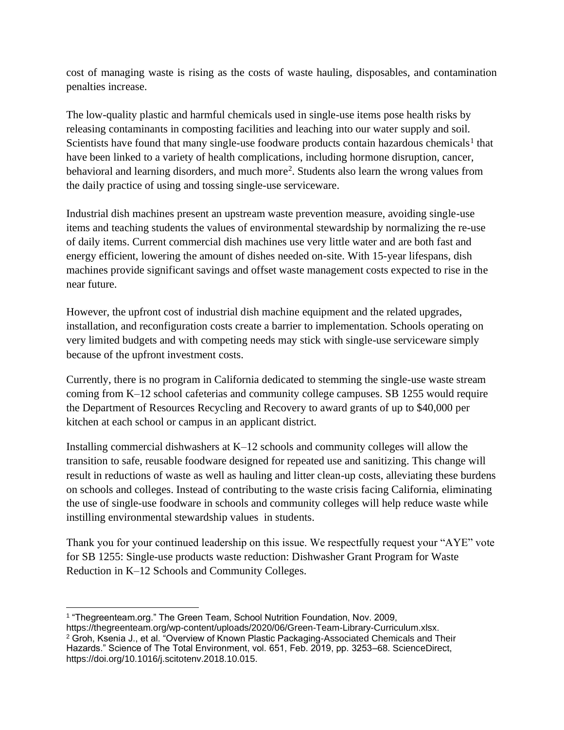cost of managing waste is rising as the costs of waste hauling, disposables, and contamination penalties increase.

The low-quality plastic and harmful chemicals used in single-use items pose health risks by releasing contaminants in composting facilities and leaching into our water supply and soil. Scientists have found that many single-use foodware products contain hazardous chemicals[1] that have been linked to a variety of health complications, including hormone disruption, cancer, behavioral and learning disorders, and much more[2]. Students also learn the wrong values from the daily practice of using and tossing single-use serviceware.

Industrial dish machines present an upstream waste prevention measure, avoiding single-use items and teaching students the values of environmental stewardship by normalizing the re-use of daily items. Current commercial dish machines use very little water and are both fast and energy efficient, lowering the amount of dishes needed on-site. With 15-year lifespans, dish machines provide significant savings and offset waste management costs expected to rise in the near future.

However, the upfront cost of industrial dish machine equipment and the related upgrades, installation, and reconfiguration costs create a barrier to implementation. Schools operating on very limited budgets and with competing needs may stick with single-use serviceware simply because of the upfront investment costs.

Currently, there is no program in California dedicated to stemming the single-use waste stream coming from K–12 school cafeterias and community college campuses. SB 1255 would require the Department of Resources Recycling and Recovery to award grants of up to $40,000 per kitchen at each school or campus in an applicant district.

Installing commercial dishwashers at K–12 schools and community colleges will allow the transition to safe, reusable foodware designed for repeated use and sanitizing. This change will result in reductions of waste as well as hauling and litter clean-up costs, alleviating these burdens on schools and colleges. Instead of contributing to the waste crisis facing California, eliminating the use of single-use foodware in schools and community colleges will help reduce waste while instilling environmental stewardship values in students.

Thank you for your continued leadership on this issue. We respectfully request your "AYE" vote for SB 1255: Single-use products waste reduction: Dishwasher Grant Program for Waste Reduction in K–12 Schools and Community Colleges.

---

[1] "Thegreenteam.org." The Green Team, School Nutrition Foundation, Nov. 2009, https://thegreenteam.org/wp-content/uploads/2020/06/Green-Team-Library-Curriculum.xlsx.

[2] Groh, Ksenia J., et al. "Overview of Known Plastic Packaging-Associated Chemicals and Their Hazards." Science of The Total Environment, vol. 651, Feb. 2019, pp. 3253–68. ScienceDirect, https://doi.org/10.1016/j.scitotenv.2018.10.015.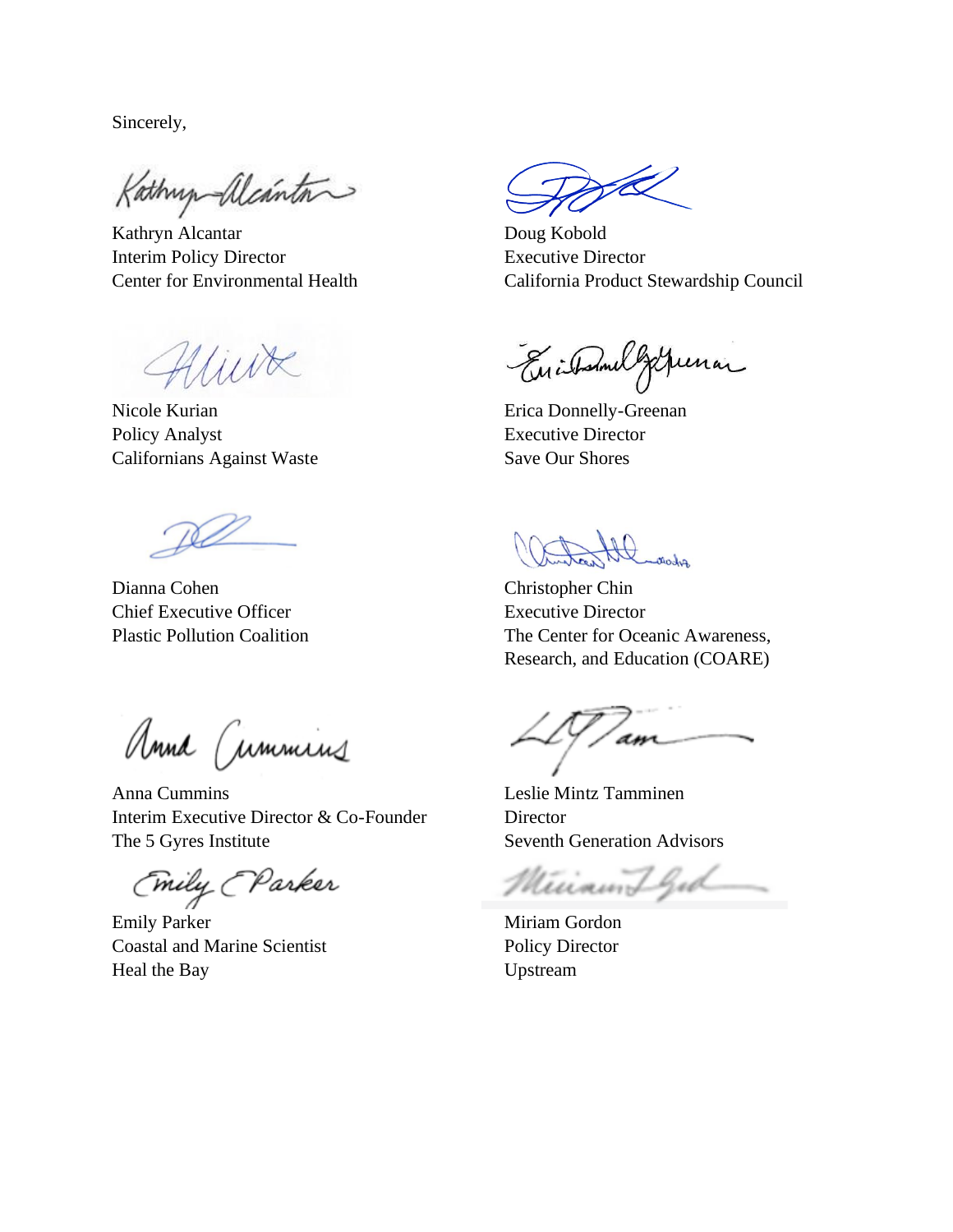Sincerely,

Kathryn Alcantar
Interim Policy Director
Center for Environmental Health

Doug Kobold
Executive Director
California Product Stewardship Council

Nicole Kurian
Policy Analyst
Californians Against Waste

Erica Donnelly-Greenan
Executive Director
Save Our Shores

Dianna Cohen
Chief Executive Officer
Plastic Pollution Coalition

Christopher Chin
Executive Director
The Center for Oceanic Awareness, Research, and Education (COARE)

Anna Cummins
Interim Executive Director & Co-Founder
The 5 Gyres Institute

Leslie Mintz Tamminen
Director
Seventh Generation Advisors

Emily Parker
Coastal and Marine Scientist
Heal the Bay

Miriam Gordon
Policy Director
Upstream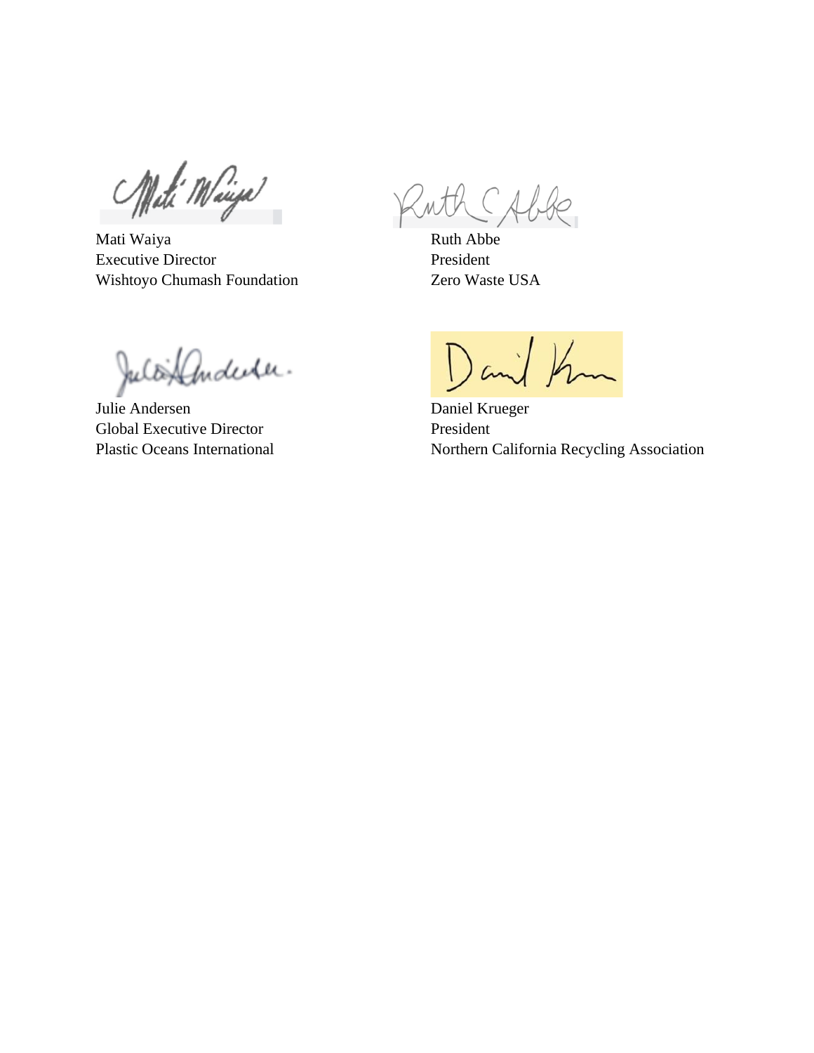Mati Waiya
Executive Director
Wishtoyo Chumash Foundation

Ruth Abbe
President
Zero Waste USA

Julie Andersen
Global Executive Director
Plastic Oceans International

Daniel Krueger
President
Northern California Recycling Association